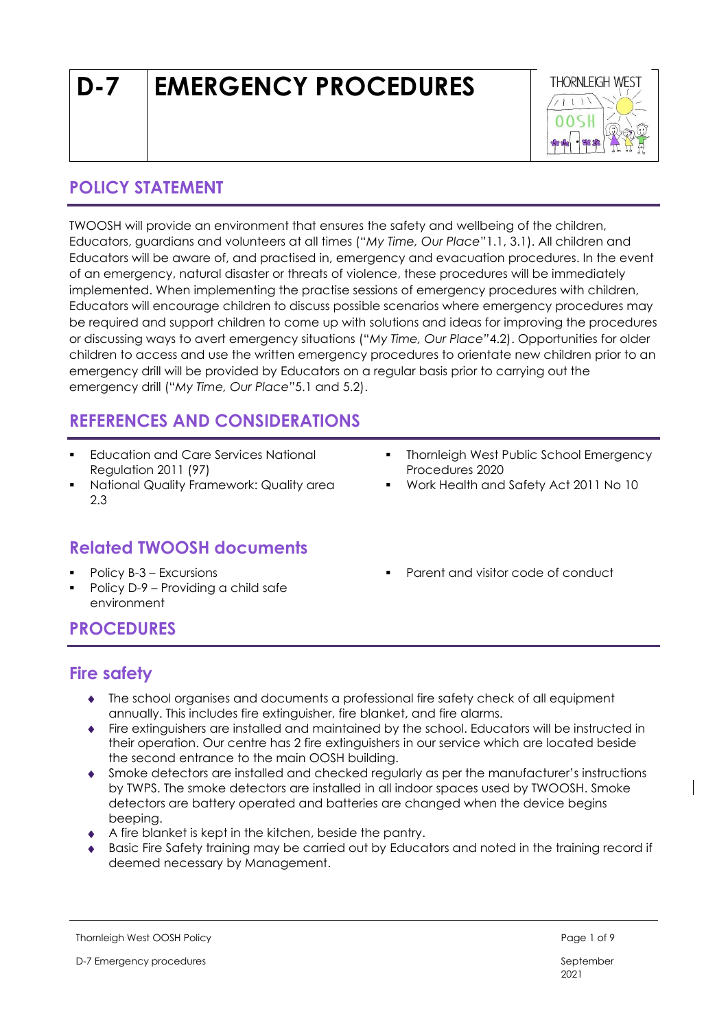# D-7 EMERGENCY PROCEDURES

## POLICY STATEMENT

TWOOSH will provide an environment that ensures the safety and wellbeing of the children, Educators, guardians and volunteers at all times ("*My Time, Our Place*"1.1, 3.1). All children and Educators will be aware of, and practised in, emergency and evacuation procedures. In the event of an emergency, natural disaster or threats of violence, these procedures will be immediately implemented. When implementing the practise sessions of emergency procedures with children, Educators will encourage children to discuss possible scenarios where emergency procedures may be required and support children to come up with solutions and ideas for improving the procedures or discussing ways to avert emergency situations ("*My Time, Our Place"*4.2). Opportunities for older children to access and use the written emergency procedures to orientate new children prior to an emergency drill will be provided by Educators on a regular basis prior to carrying out the emergency drill ("*My Time, Our Place"*5.1 and 5.2).

## REFERENCES AND CONSIDERATIONS

- Education and Care Services National Regulation 2011 (97)
- National Quality Framework: Quality area 2.3
- Thornleigh West Public School Emergency Procedures 2020
- Work Health and Safety Act 2011 No 10

## Related TWOOSH documents

- Policy B-3 – Excursions
- Policy D-9 – Providing a child safe environment
- Parent and visitor code of conduct

## PROCEDURES

## Fire safety

- The school organises and documents a professional fire safety check of all equipment annually. This includes fire extinguisher, fire blanket, and fire alarms.
- Fire extinguishers are installed and maintained by the school. Educators will be instructed in their operation. Our centre has 2 fire extinguishers in our service which are located beside the second entrance to the main OOSH building.
- Smoke detectors are installed and checked regularly as per the manufacturer's instructions by TWPS. The smoke detectors are installed in all indoor spaces used by TWOOSH. Smoke detectors are battery operated and batteries are changed when the device begins beeping.
- A fire blanket is kept in the kitchen, beside the pantry.
- Basic Fire Safety training may be carried out by Educators and noted in the training record if deemed necessary by Management.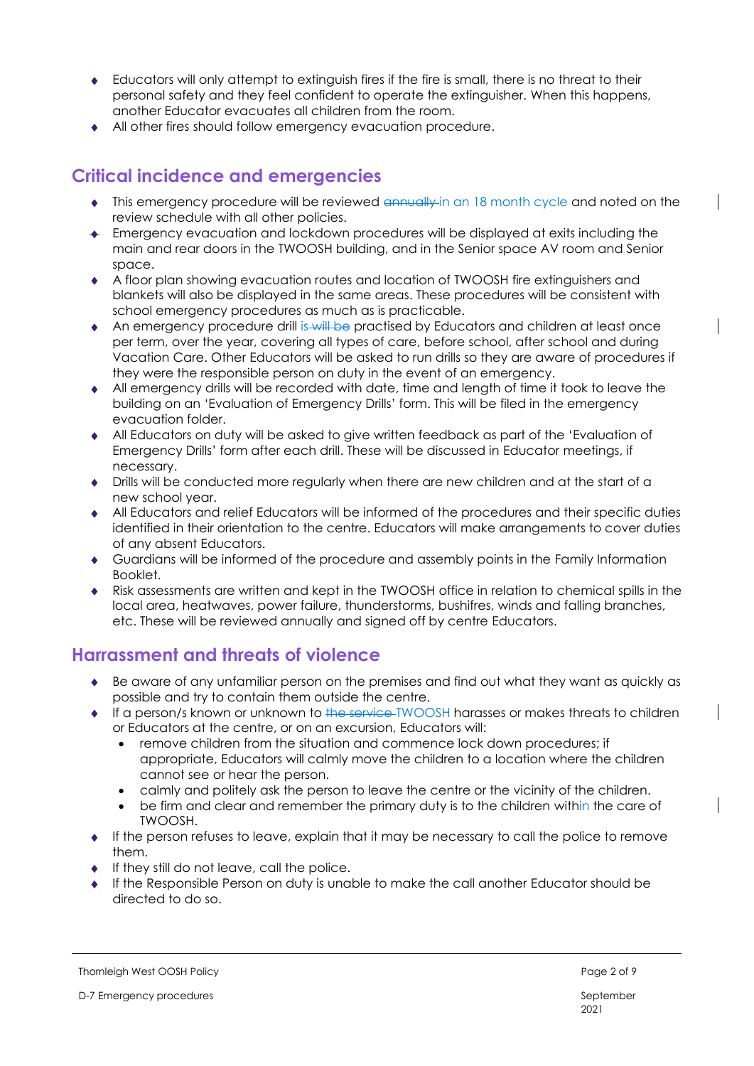- Educators will only attempt to extinguish fires if the fire is small, there is no threat to their personal safety and they feel confident to operate the extinguisher. When this happens, another Educator evacuates all children from the room.
- All other fires should follow emergency evacuation procedure.

## Critical incidence and emergencies

- This emergency procedure will be reviewed ~~annually~~ in an 18 month cycle and noted on the review schedule with all other policies.
- Emergency evacuation and lockdown procedures will be displayed at exits including the main and rear doors in the TWOOSH building, and in the Senior space AV room and Senior space.
- A floor plan showing evacuation routes and location of TWOOSH fire extinguishers and blankets will also be displayed in the same areas. These procedures will be consistent with school emergency procedures as much as is practicable.
- An emergency procedure drill is ~~will be~~ practised by Educators and children at least once per term, over the year, covering all types of care, before school, after school and during Vacation Care. Other Educators will be asked to run drills so they are aware of procedures if they were the responsible person on duty in the event of an emergency.
- All emergency drills will be recorded with date, time and length of time it took to leave the building on an 'Evaluation of Emergency Drills' form. This will be filed in the emergency evacuation folder.
- All Educators on duty will be asked to give written feedback as part of the 'Evaluation of Emergency Drills' form after each drill. These will be discussed in Educator meetings, if necessary.
- Drills will be conducted more regularly when there are new children and at the start of a new school year.
- All Educators and relief Educators will be informed of the procedures and their specific duties identified in their orientation to the centre. Educators will make arrangements to cover duties of any absent Educators.
- Guardians will be informed of the procedure and assembly points in the Family Information Booklet.
- Risk assessments are written and kept in the TWOOSH office in relation to chemical spills in the local area, heatwaves, power failure, thunderstorms, bushfires, winds and falling branches, etc. These will be reviewed annually and signed off by centre Educators.

## Harrassment and threats of violence

- Be aware of any unfamiliar person on the premises and find out what they want as quickly as possible and try to contain them outside the centre.
- If a person/s known or unknown to ~~the service~~ TWOOSH harasses or makes threats to children or Educators at the centre, or on an excursion, Educators will:
  - remove children from the situation and commence lock down procedures; if appropriate, Educators will calmly move the children to a location where the children cannot see or hear the person.
  - calmly and politely ask the person to leave the centre or the vicinity of the children.
  - be firm and clear and remember the primary duty is to the children within the care of TWOOSH.
- If the person refuses to leave, explain that it may be necessary to call the police to remove them.
- If they still do not leave, call the police.
- If the Responsible Person on duty is unable to make the call another Educator should be directed to do so.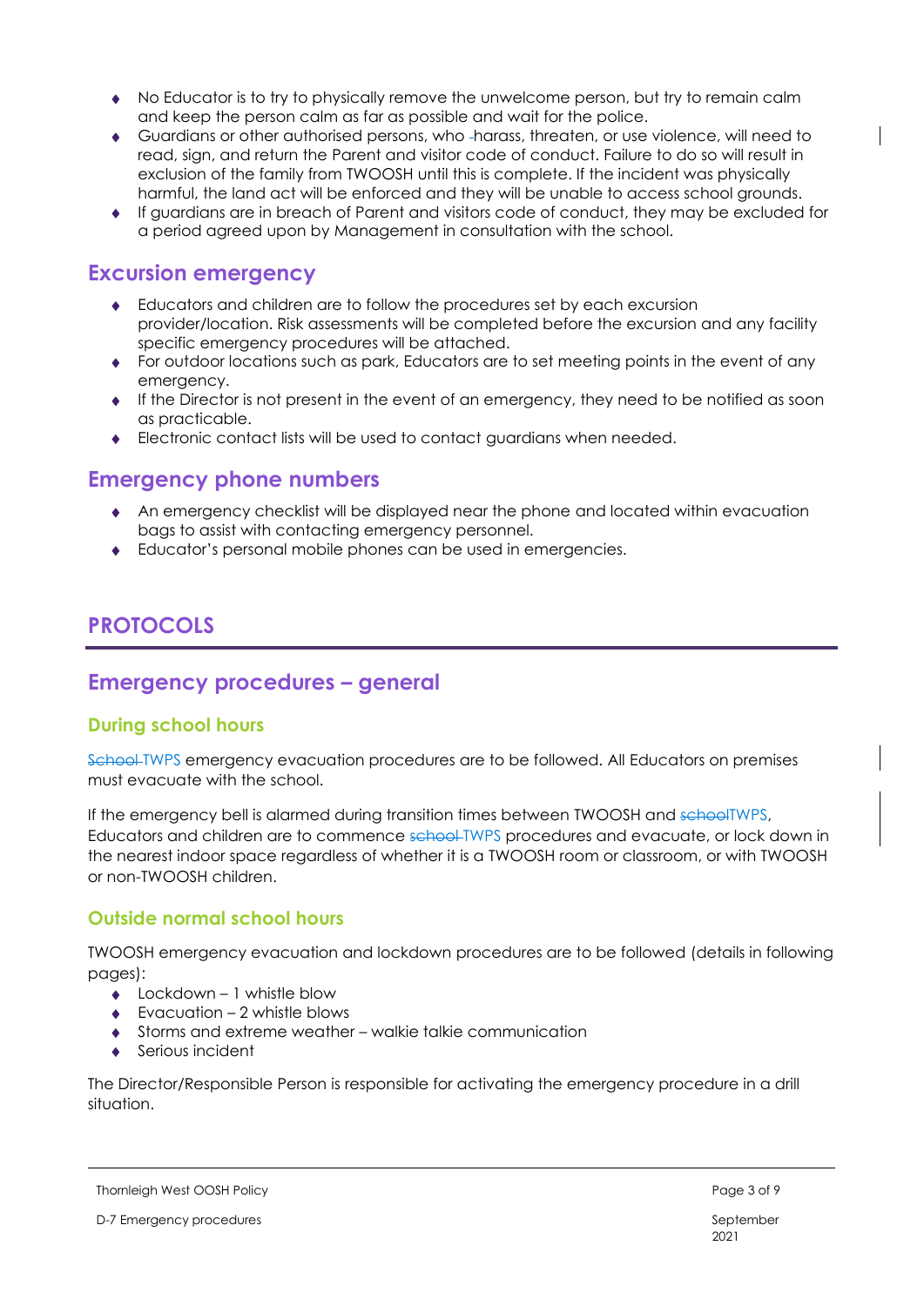- No Educator is to try to physically remove the unwelcome person, but try to remain calm and keep the person calm as far as possible and wait for the police.
- Guardians or other authorised persons, who harass, threaten, or use violence, will need to read, sign, and return the Parent and visitor code of conduct. Failure to do so will result in exclusion of the family from TWOOSH until this is complete. If the incident was physically harmful, the land act will be enforced and they will be unable to access school grounds.
- If guardians are in breach of Parent and visitors code of conduct, they may be excluded for a period agreed upon by Management in consultation with the school.

## Excursion emergency

- Educators and children are to follow the procedures set by each excursion provider/location. Risk assessments will be completed before the excursion and any facility specific emergency procedures will be attached.
- For outdoor locations such as park, Educators are to set meeting points in the event of any emergency.
- If the Director is not present in the event of an emergency, they need to be notified as soon as practicable.
- Electronic contact lists will be used to contact guardians when needed.

## Emergency phone numbers

- An emergency checklist will be displayed near the phone and located within evacuation bags to assist with contacting emergency personnel.
- Educator's personal mobile phones can be used in emergencies.

# PROTOCOLS

## Emergency procedures – general

### During school hours

~~School~~ TWPS emergency evacuation procedures are to be followed. All Educators on premises must evacuate with the school.

If the emergency bell is alarmed during transition times between TWOOSH and ~~school~~TWPS, Educators and children are to commence ~~school~~ TWPS procedures and evacuate, or lock down in the nearest indoor space regardless of whether it is a TWOOSH room or classroom, or with TWOOSH or non-TWOOSH children.

### Outside normal school hours

TWOOSH emergency evacuation and lockdown procedures are to be followed (details in following pages):

- Lockdown – 1 whistle blow
- Evacuation – 2 whistle blows
- Storms and extreme weather – walkie talkie communication
- Serious incident

The Director/Responsible Person is responsible for activating the emergency procedure in a drill situation.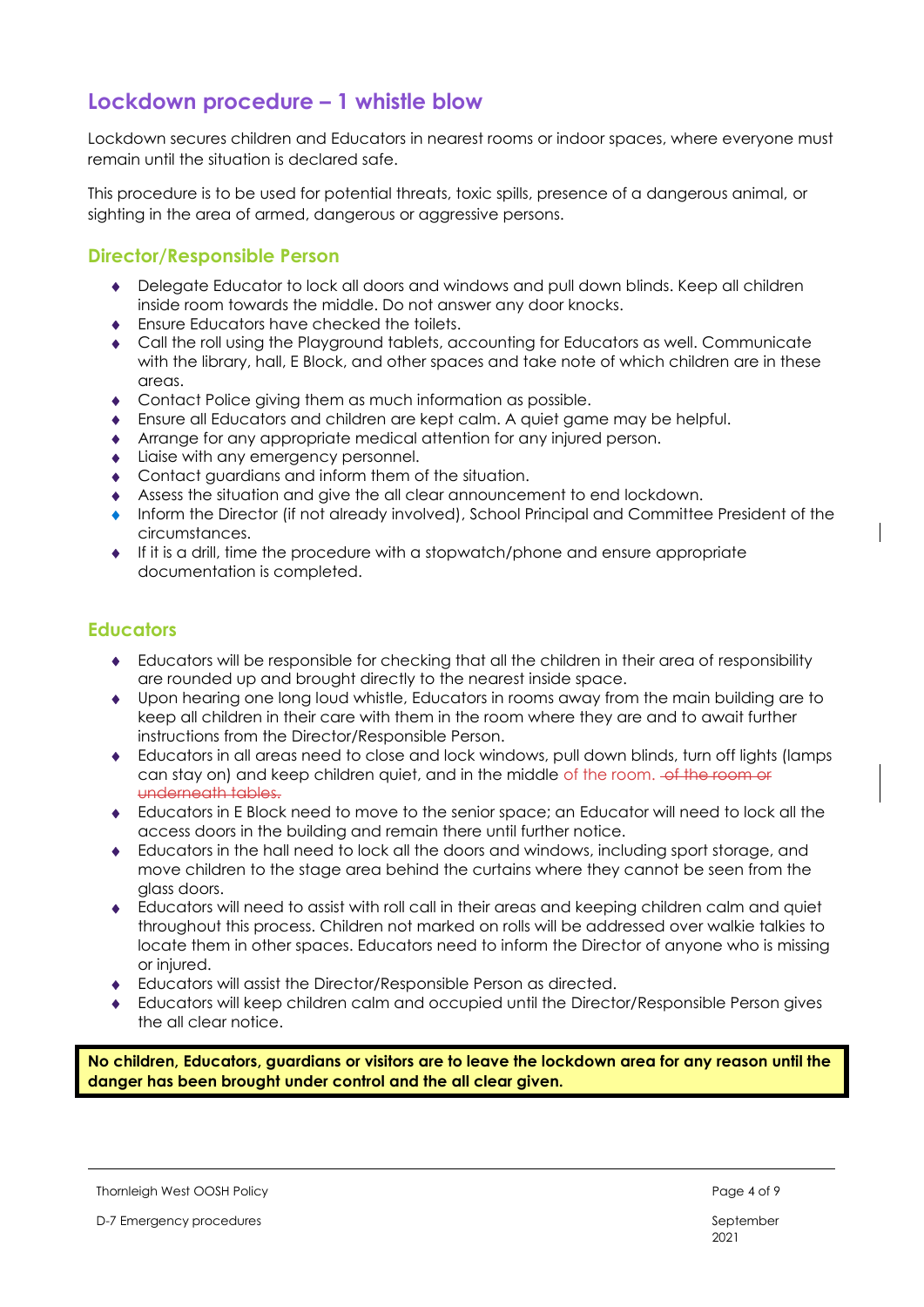## Lockdown procedure – 1 whistle blow

Lockdown secures children and Educators in nearest rooms or indoor spaces, where everyone must remain until the situation is declared safe.

This procedure is to be used for potential threats, toxic spills, presence of a dangerous animal, or sighting in the area of armed, dangerous or aggressive persons.

### Director/Responsible Person

- Delegate Educator to lock all doors and windows and pull down blinds. Keep all children inside room towards the middle. Do not answer any door knocks.
- Ensure Educators have checked the toilets.
- Call the roll using the Playground tablets, accounting for Educators as well. Communicate with the library, hall, E Block, and other spaces and take note of which children are in these areas.
- Contact Police giving them as much information as possible.
- Ensure all Educators and children are kept calm. A quiet game may be helpful.
- Arrange for any appropriate medical attention for any injured person.
- Liaise with any emergency personnel.
- Contact guardians and inform them of the situation.
- Assess the situation and give the all clear announcement to end lockdown.
- Inform the Director (if not already involved), School Principal and Committee President of the circumstances.
- If it is a drill, time the procedure with a stopwatch/phone and ensure appropriate documentation is completed.

### Educators

- Educators will be responsible for checking that all the children in their area of responsibility are rounded up and brought directly to the nearest inside space.
- Upon hearing one long loud whistle, Educators in rooms away from the main building are to keep all children in their care with them in the room where they are and to await further instructions from the Director/Responsible Person.
- Educators in all areas need to close and lock windows, pull down blinds, turn off lights (lamps can stay on) and keep children quiet, and in the middle of the room. ~~of the room or underneath tables.~~
- Educators in E Block need to move to the senior space; an Educator will need to lock all the access doors in the building and remain there until further notice.
- Educators in the hall need to lock all the doors and windows, including sport storage, and move children to the stage area behind the curtains where they cannot be seen from the glass doors.
- Educators will need to assist with roll call in their areas and keeping children calm and quiet throughout this process. Children not marked on rolls will be addressed over walkie talkies to locate them in other spaces. Educators need to inform the Director of anyone who is missing or injured.
- Educators will assist the Director/Responsible Person as directed.
- Educators will keep children calm and occupied until the Director/Responsible Person gives the all clear notice.

**No children, Educators, guardians or visitors are to leave the lockdown area for any reason until the danger has been brought under control and the all clear given.**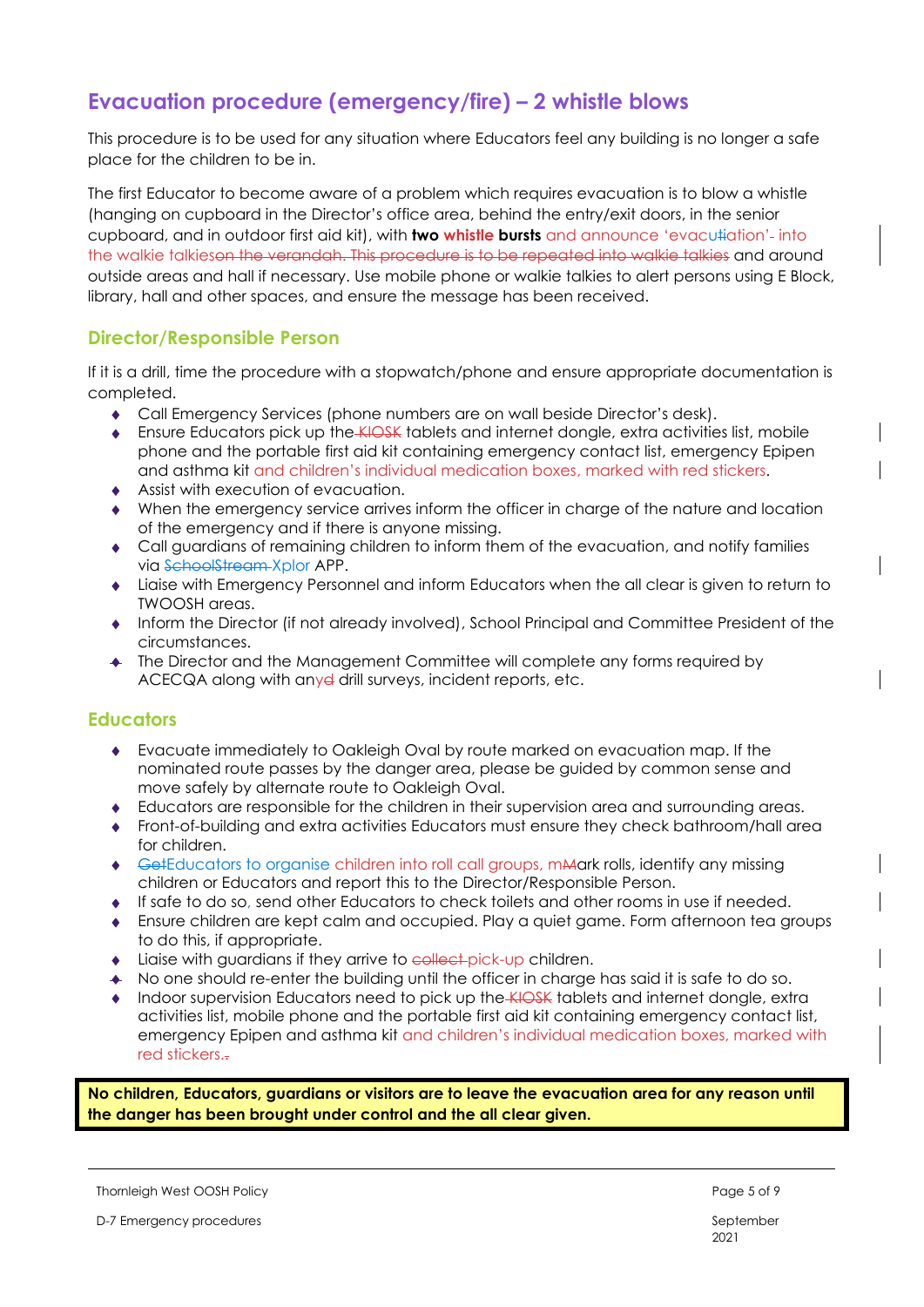## Evacuation procedure (emergency/fire) – 2 whistle blows

This procedure is to be used for any situation where Educators feel any building is no longer a safe place for the children to be in.

The first Educator to become aware of a problem which requires evacuation is to blow a whistle (hanging on cupboard in the Director's office area, behind the entry/exit doors, in the senior cupboard, and in outdoor first aid kit), with **two whistle bursts** and announce 'evacu~~t~~iation'~~-~~ into the walkie talkies~~on the verandah. This procedure is to be repeated into walkie talkies~~ and around outside areas and hall if necessary. Use mobile phone or walkie talkies to alert persons using E Block, library, hall and other spaces, and ensure the message has been received.

### Director/Responsible Person

If it is a drill, time the procedure with a stopwatch/phone and ensure appropriate documentation is completed.

- Call Emergency Services (phone numbers are on wall beside Director's desk).
- Ensure Educators pick up the ~~KIOSK~~ tablets and internet dongle, extra activities list, mobile phone and the portable first aid kit containing emergency contact list, emergency Epipen and asthma kit and children's individual medication boxes, marked with red stickers.
- Assist with execution of evacuation.
- When the emergency service arrives inform the officer in charge of the nature and location of the emergency and if there is anyone missing.
- Call guardians of remaining children to inform them of the evacuation, and notify families via ~~SchoolStream~~ Xplor APP.
- Liaise with Emergency Personnel and inform Educators when the all clear is given to return to TWOOSH areas.
- Inform the Director (if not already involved), School Principal and Committee President of the circumstances.
- The Director and the Management Committee will complete any forms required by ACECQA along with any~~d~~ drill surveys, incident reports, etc.

### Educators

- Evacuate immediately to Oakleigh Oval by route marked on evacuation map. If the nominated route passes by the danger area, please be guided by common sense and move safely by alternate route to Oakleigh Oval.
- Educators are responsible for the children in their supervision area and surrounding areas.
- Front-of-building and extra activities Educators must ensure they check bathroom/hall area for children.
- ~~Get~~Educators to organise children into roll call groups, m~~M~~ark rolls, identify any missing children or Educators and report this to the Director/Responsible Person.
- If safe to do so, send other Educators to check toilets and other rooms in use if needed.
- Ensure children are kept calm and occupied. Play a quiet game. Form afternoon tea groups to do this, if appropriate.
- Liaise with guardians if they arrive to ~~collect~~ pick-up children.
- No one should re-enter the building until the officer in charge has said it is safe to do so.
- Indoor supervision Educators need to pick up the ~~KIOSK~~ tablets and internet dongle, extra activities list, mobile phone and the portable first aid kit containing emergency contact list, emergency Epipen and asthma kit and children's individual medication boxes, marked with red stickers.~~.~~

**No children, Educators, guardians or visitors are to leave the evacuation area for any reason until the danger has been brought under control and the all clear given.**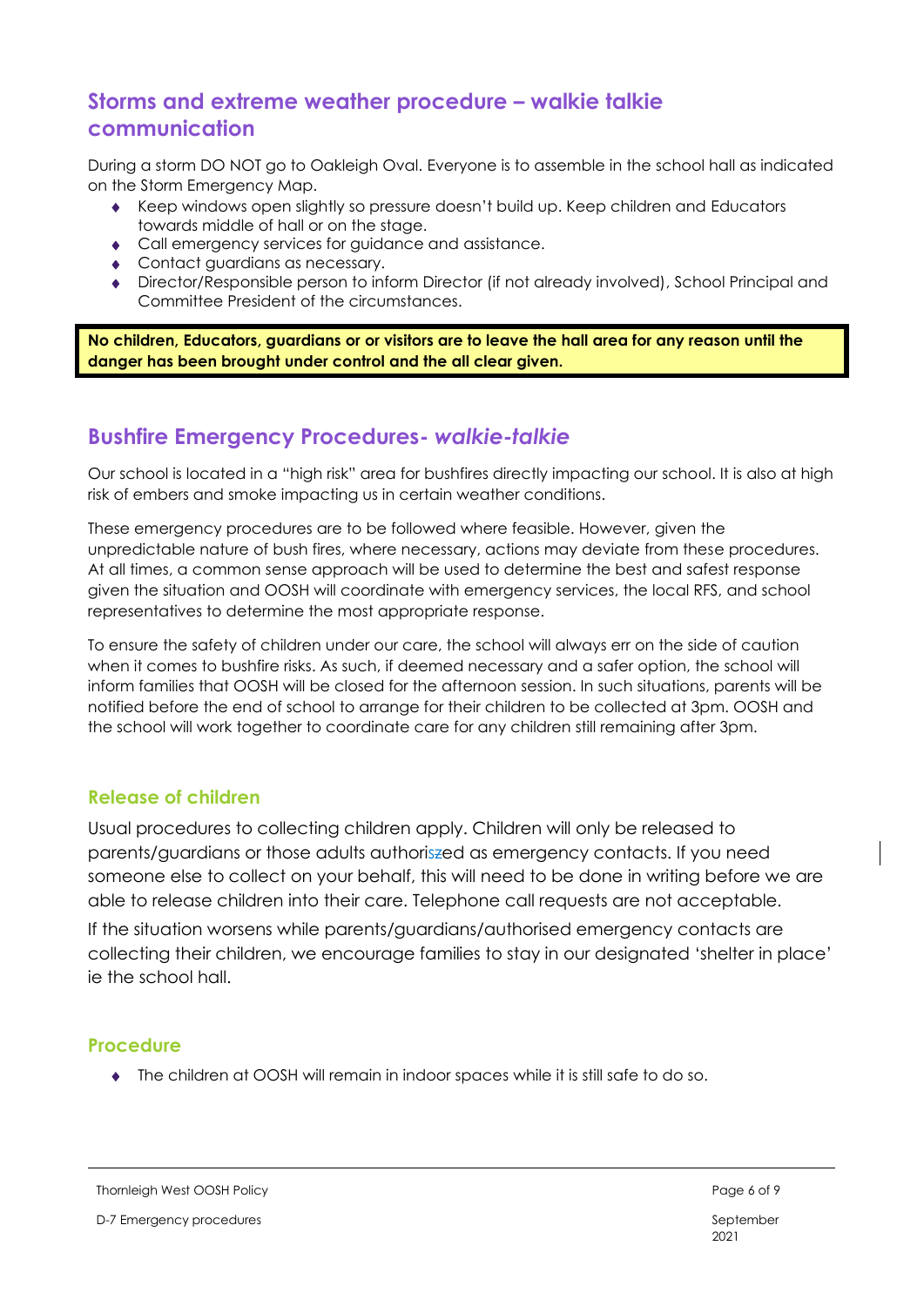## Storms and extreme weather procedure – walkie talkie communication

During a storm DO NOT go to Oakleigh Oval. Everyone is to assemble in the school hall as indicated on the Storm Emergency Map.

- Keep windows open slightly so pressure doesn't build up. Keep children and Educators towards middle of hall or on the stage.
- Call emergency services for guidance and assistance.
- Contact guardians as necessary.
- Director/Responsible person to inform Director (if not already involved), School Principal and Committee President of the circumstances.

**No children, Educators, guardians or or visitors are to leave the hall area for any reason until the danger has been brought under control and the all clear given.**

## Bushfire Emergency Procedures- *walkie-talkie*

Our school is located in a "high risk" area for bushfires directly impacting our school. It is also at high risk of embers and smoke impacting us in certain weather conditions.

These emergency procedures are to be followed where feasible. However, given the unpredictable nature of bush fires, where necessary, actions may deviate from these procedures. At all times, a common sense approach will be used to determine the best and safest response given the situation and OOSH will coordinate with emergency services, the local RFS, and school representatives to determine the most appropriate response.

To ensure the safety of children under our care, the school will always err on the side of caution when it comes to bushfire risks. As such, if deemed necessary and a safer option, the school will inform families that OOSH will be closed for the afternoon session. In such situations, parents will be notified before the end of school to arrange for their children to be collected at 3pm. OOSH and the school will work together to coordinate care for any children still remaining after 3pm.

### Release of children

Usual procedures to collecting children apply. Children will only be released to parents/guardians or those adults authoriszed as emergency contacts. If you need someone else to collect on your behalf, this will need to be done in writing before we are able to release children into their care. Telephone call requests are not acceptable.

If the situation worsens while parents/guardians/authorised emergency contacts are collecting their children, we encourage families to stay in our designated 'shelter in place' ie the school hall.

### Procedure

- The children at OOSH will remain in indoor spaces while it is still safe to do so.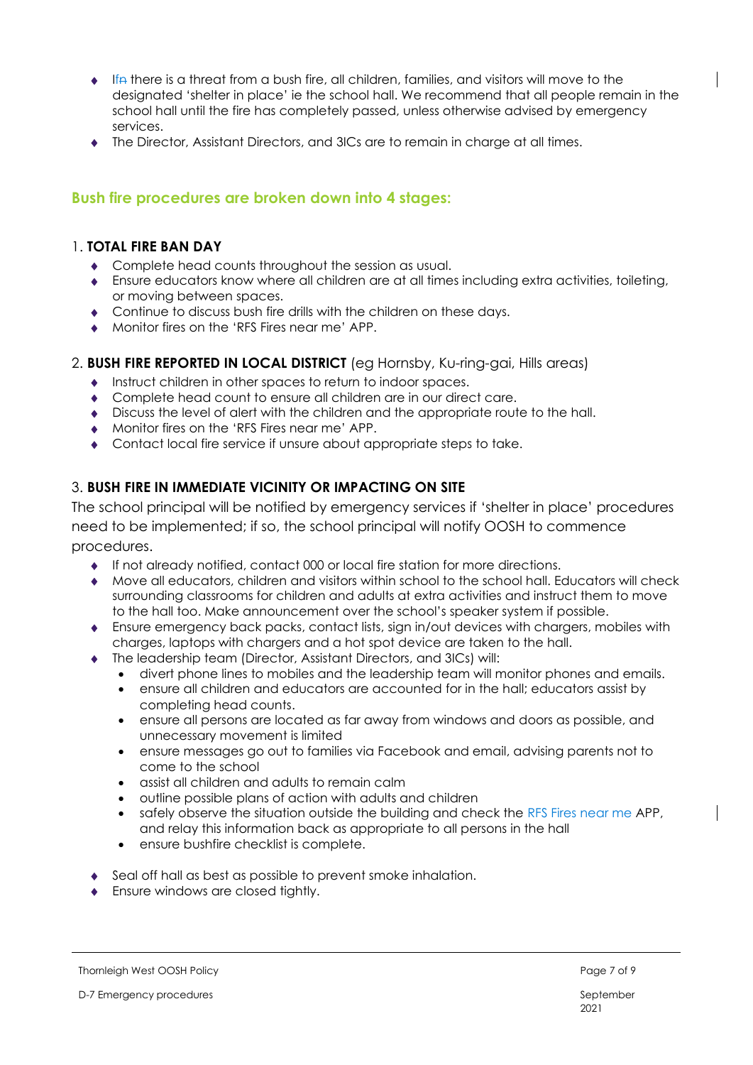- If there is a threat from a bush fire, all children, families, and visitors will move to the designated 'shelter in place' ie the school hall. We recommend that all people remain in the school hall until the fire has completely passed, unless otherwise advised by emergency services.
- The Director, Assistant Directors, and 3ICs are to remain in charge at all times.

## Bush fire procedures are broken down into 4 stages:

### 1. **TOTAL FIRE BAN DAY**

- Complete head counts throughout the session as usual.
- Ensure educators know where all children are at all times including extra activities, toileting, or moving between spaces.
- Continue to discuss bush fire drills with the children on these days.
- Monitor fires on the 'RFS Fires near me' APP.

### 2. **BUSH FIRE REPORTED IN LOCAL DISTRICT** (eg Hornsby, Ku-ring-gai, Hills areas)

- Instruct children in other spaces to return to indoor spaces.
- Complete head count to ensure all children are in our direct care.
- Discuss the level of alert with the children and the appropriate route to the hall.
- Monitor fires on the 'RFS Fires near me' APP.
- Contact local fire service if unsure about appropriate steps to take.

### 3. **BUSH FIRE IN IMMEDIATE VICINITY OR IMPACTING ON SITE**

The school principal will be notified by emergency services if 'shelter in place' procedures need to be implemented; if so, the school principal will notify OOSH to commence procedures.

- If not already notified, contact 000 or local fire station for more directions.
- Move all educators, children and visitors within school to the school hall. Educators will check surrounding classrooms for children and adults at extra activities and instruct them to move to the hall too. Make announcement over the school's speaker system if possible.
- Ensure emergency back packs, contact lists, sign in/out devices with chargers, mobiles with charges, laptops with chargers and a hot spot device are taken to the hall.
- The leadership team (Director, Assistant Directors, and 3ICs) will:
  - divert phone lines to mobiles and the leadership team will monitor phones and emails.
  - ensure all children and educators are accounted for in the hall; educators assist by completing head counts.
  - ensure all persons are located as far away from windows and doors as possible, and unnecessary movement is limited
  - ensure messages go out to families via Facebook and email, advising parents not to come to the school
  - assist all children and adults to remain calm
  - outline possible plans of action with adults and children
  - safely observe the situation outside the building and check the RFS Fires near me APP, and relay this information back as appropriate to all persons in the hall
  - ensure bushfire checklist is complete.
- Seal off hall as best as possible to prevent smoke inhalation.
- Ensure windows are closed tightly.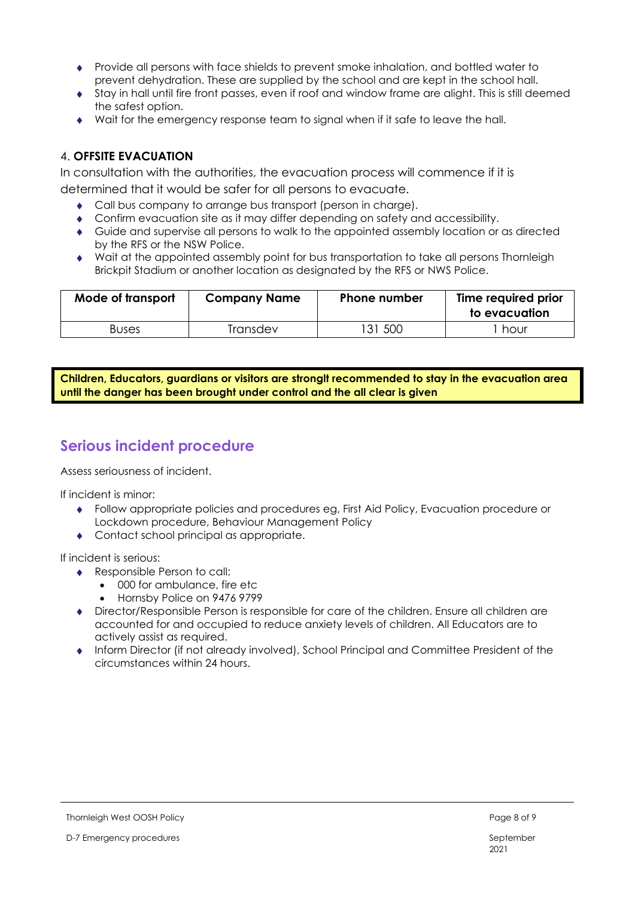- Provide all persons with face shields to prevent smoke inhalation, and bottled water to prevent dehydration. These are supplied by the school and are kept in the school hall.
- Stay in hall until fire front passes, even if roof and window frame are alight. This is still deemed the safest option.
- Wait for the emergency response team to signal when if it safe to leave the hall.

### 4. **OFFSITE EVACUATION**

In consultation with the authorities, the evacuation process will commence if it is determined that it would be safer for all persons to evacuate.

- Call bus company to arrange bus transport (person in charge).
- Confirm evacuation site as it may differ depending on safety and accessibility.
- Guide and supervise all persons to walk to the appointed assembly location or as directed by the RFS or the NSW Police.
- Wait at the appointed assembly point for bus transportation to take all persons Thornleigh Brickpit Stadium or another location as designated by the RFS or NWS Police.

| Mode of transport | Company Name | Phone number | Time required prior to evacuation |
| --- | --- | --- | --- |
| Buses | Transdev | 131 500 | 1 hour |

**Children, Educators, guardians or visitors are stronglt recommended to stay in the evacuation area until the danger has been brought under control and the all clear is given**

## Serious incident procedure

Assess seriousness of incident.

If incident is minor:

- Follow appropriate policies and procedures eg, First Aid Policy, Evacuation procedure or Lockdown procedure, Behaviour Management Policy
- Contact school principal as appropriate.

If incident is serious:

- Responsible Person to call:
  - 000 for ambulance, fire etc
  - Hornsby Police on 9476 9799
- Director/Responsible Person is responsible for care of the children. Ensure all children are accounted for and occupied to reduce anxiety levels of children. All Educators are to actively assist as required.
- Inform Director (if not already involved), School Principal and Committee President of the circumstances within 24 hours.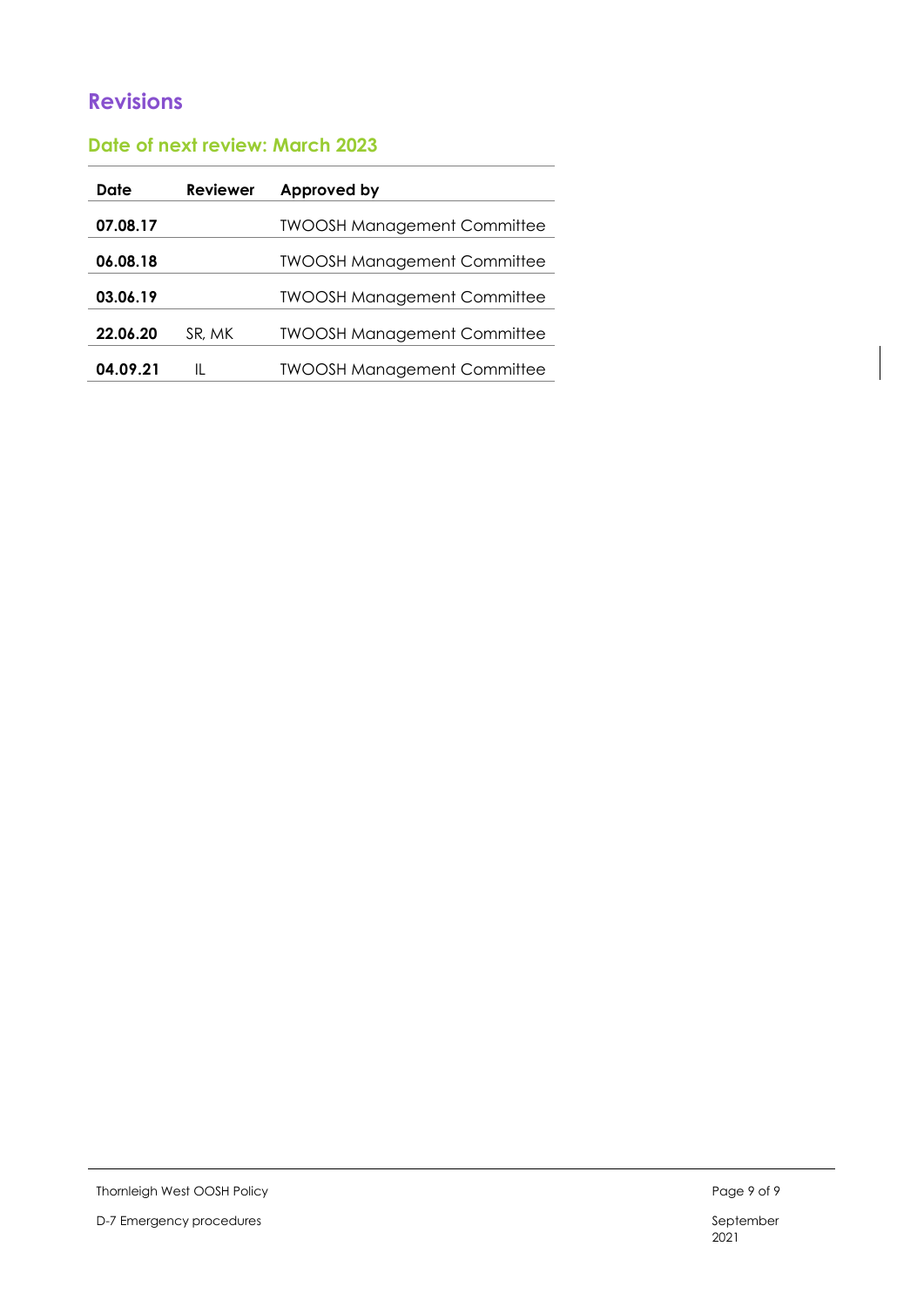## Revisions

### Date of next review: March 2023

| Date | Reviewer | Approved by |
|---|---|---|
| **07.08.17** | | TWOOSH Management Committee |
| **06.08.18** | | TWOOSH Management Committee |
| **03.06.19** | | TWOOSH Management Committee |
| **22.06.20** | SR, MK | TWOOSH Management Committee |
| **04.09.21** | IL | TWOOSH Management Committee |